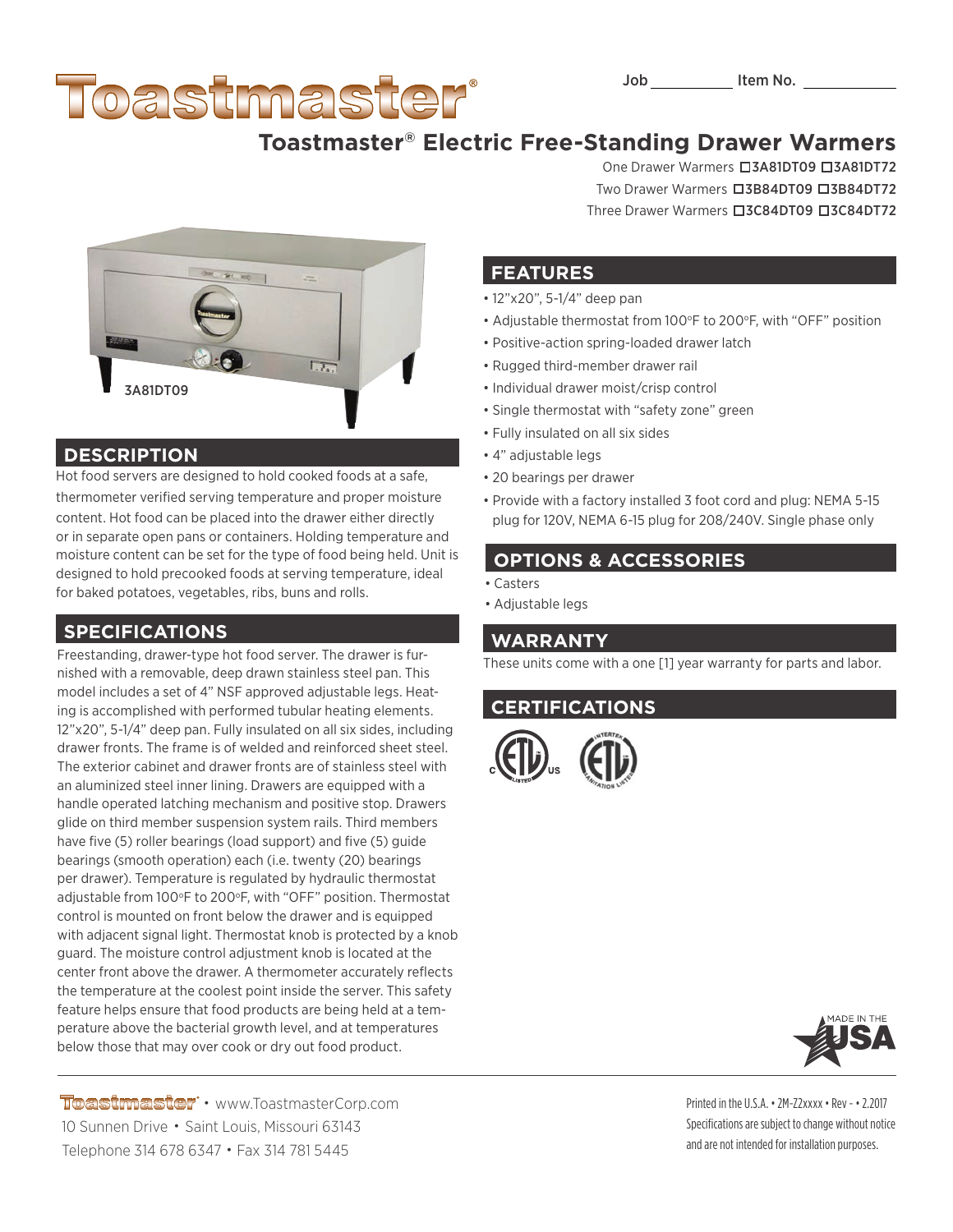Job __________ Item No. __________

# Toastmaster®

## Toastmaster® Electric Free-Standing Drawer Warmers

One Drawer Warmers ☐3A81DT09 ☐3A81DT72
Two Drawer Warmers ☐3B84DT09 ☐3B84DT72
Three Drawer Warmers ☐3C84DT09 ☐3C84DT72

3A81DT09

## DESCRIPTION

Hot food servers are designed to hold cooked foods at a safe, thermometer verified serving temperature and proper moisture content. Hot food can be placed into the drawer either directly or in separate open pans or containers. Holding temperature and moisture content can be set for the type of food being held. Unit is designed to hold precooked foods at serving temperature, ideal for baked potatoes, vegetables, ribs, buns and rolls.

## SPECIFICATIONS

Freestanding, drawer-type hot food server. The drawer is furnished with a removable, deep drawn stainless steel pan. This model includes a set of 4" NSF approved adjustable legs. Heating is accomplished with performed tubular heating elements. 12"x20", 5-1/4" deep pan. Fully insulated on all six sides, including drawer fronts. The frame is of welded and reinforced sheet steel. The exterior cabinet and drawer fronts are of stainless steel with an aluminized steel inner lining. Drawers are equipped with a handle operated latching mechanism and positive stop. Drawers glide on third member suspension system rails. Third members have five (5) roller bearings (load support) and five (5) guide bearings (smooth operation) each (i.e. twenty (20) bearings per drawer). Temperature is regulated by hydraulic thermostat adjustable from 100°F to 200°F, with "OFF" position. Thermostat control is mounted on front below the drawer and is equipped with adjacent signal light. Thermostat knob is protected by a knob guard. The moisture control adjustment knob is located at the center front above the drawer. A thermometer accurately reflects the temperature at the coolest point inside the server. This safety feature helps ensure that food products are being held at a temperature above the bacterial growth level, and at temperatures below those that may over cook or dry out food product.

## FEATURES

- 12"x20", 5-1/4" deep pan
- Adjustable thermostat from 100°F to 200°F, with "OFF" position
- Positive-action spring-loaded drawer latch
- Rugged third-member drawer rail
- Individual drawer moist/crisp control
- Single thermostat with "safety zone" green
- Fully insulated on all six sides
- 4" adjustable legs
- 20 bearings per drawer
- Provide with a factory installed 3 foot cord and plug: NEMA 5-15 plug for 120V, NEMA 6-15 plug for 208/240V. Single phase only

## OPTIONS & ACCESSORIES

- Casters
- Adjustable legs

## WARRANTY

These units come with a one [1] year warranty for parts and labor.

## CERTIFICATIONS

MADE IN THE USA

Toastmaster® • www.ToastmasterCorp.com
10 Sunnen Drive • Saint Louis, Missouri 63143
Telephone 314 678 6347 • Fax 314 781 5445

Printed in the U.S.A. • 2M-Z2xxxx • Rev - • 2.2017
Specifications are subject to change without notice and are not intended for installation purposes.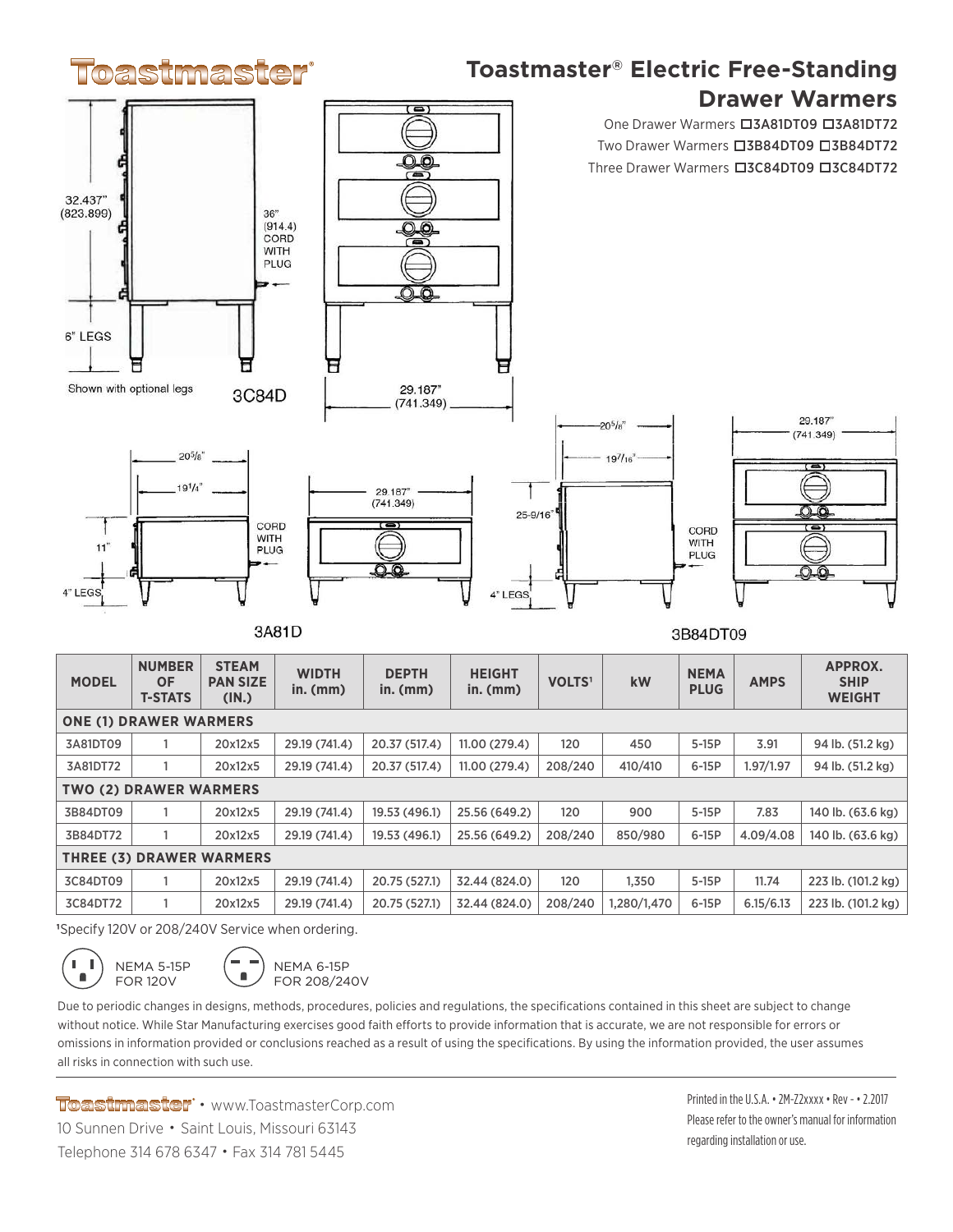# Toastmaster® Electric Free-Standing Drawer Warmers

One Drawer Warmers ☐3A81DT09 ☐3A81DT72

Two Drawer Warmers ☐3B84DT09 ☐3B84DT72

Three Drawer Warmers ☐3C84DT09 ☐3C84DT72

32.437" (823.899)

36" (914.4) CORD WITH PLUG

6" LEGS

Shown with optional legs

3C84D

29.187" (741.349)

20⁵/₈"

19¹/₄"

11"

4" LEGS

CORD WITH PLUG

29.187" (741.349)

3A81D

20⁵/₈"

19⁷/₁₆"

25-9/16"

4" LEGS

CORD WITH PLUG

29.187" (741.349)

3B84DT09

| MODEL | NUMBER OF T-STATS | STEAM PAN SIZE (IN.) | WIDTH in. (mm) | DEPTH in. (mm) | HEIGHT in. (mm) | VOLTS[1] | kW | NEMA PLUG | AMPS | APPROX. SHIP WEIGHT |
|---|---|---|---|---|---|---|---|---|---|---|
| **ONE (1) DRAWER WARMERS** | | | | | | | | | | |
| 3A81DT09 | 1 | 20x12x5 | 29.19 (741.4) | 20.37 (517.4) | 11.00 (279.4) | 120 | 450 | 5-15P | 3.91 | 94 lb. (51.2 kg) |
| 3A81DT72 | 1 | 20x12x5 | 29.19 (741.4) | 20.37 (517.4) | 11.00 (279.4) | 208/240 | 410/410 | 6-15P | 1.97/1.97 | 94 lb. (51.2 kg) |
| **TWO (2) DRAWER WARMERS** | | | | | | | | | | |
| 3B84DT09 | 1 | 20x12x5 | 29.19 (741.4) | 19.53 (496.1) | 25.56 (649.2) | 120 | 900 | 5-15P | 7.83 | 140 lb. (63.6 kg) |
| 3B84DT72 | 1 | 20x12x5 | 29.19 (741.4) | 19.53 (496.1) | 25.56 (649.2) | 208/240 | 850/980 | 6-15P | 4.09/4.08 | 140 lb. (63.6 kg) |
| **THREE (3) DRAWER WARMERS** | | | | | | | | | | |
| 3C84DT09 | 1 | 20x12x5 | 29.19 (741.4) | 20.75 (527.1) | 32.44 (824.0) | 120 | 1,350 | 5-15P | 11.74 | 223 lb. (101.2 kg) |
| 3C84DT72 | 1 | 20x12x5 | 29.19 (741.4) | 20.75 (527.1) | 32.44 (824.0) | 208/240 | 1,280/1,470 | 6-15P | 6.15/6.13 | 223 lb. (101.2 kg) |

[1]Specify 120V or 208/240V Service when ordering.

NEMA 5-15P FOR 120V

NEMA 6-15P FOR 208/240V

Due to periodic changes in designs, methods, procedures, policies and regulations, the specifications contained in this sheet are subject to change without notice. While Star Manufacturing exercises good faith efforts to provide information that is accurate, we are not responsible for errors or omissions in information provided or conclusions reached as a result of using the specifications. By using the information provided, the user assumes all risks in connection with such use.

Toastmaster® • www.ToastmasterCorp.com
10 Sunnen Drive • Saint Louis, Missouri 63143
Telephone 314 678 6347 • Fax 314 781 5445

Printed in the U.S.A. • 2M-Z2xxxx • Rev - • 2.2017
Please refer to the owner's manual for information regarding installation or use.